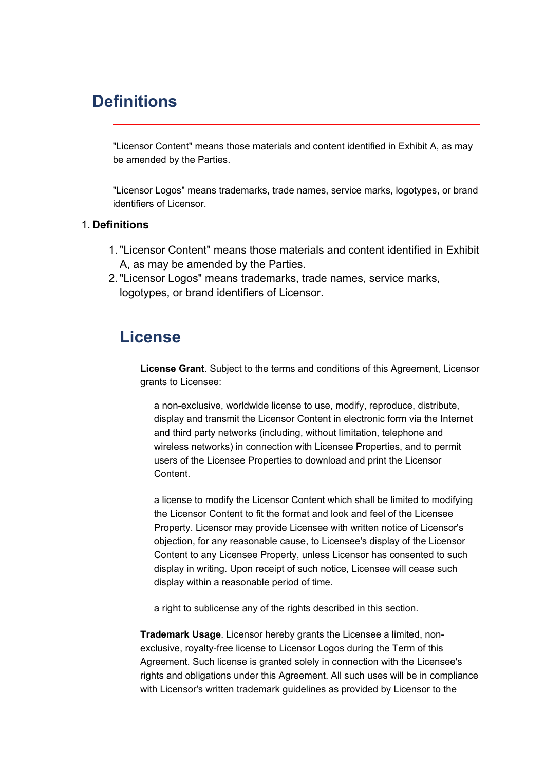# Definitions

"Licensor Content" means those materials and content identified in Exhibit A, as may be amended by the Parties.

"Licensor Logos" means trademarks, trade names, service marks, logotypes, or brand identifiers of Licensor.

1. **Definitions**
   1. "Licensor Content" means those materials and content identified in Exhibit A, as may be amended by the Parties.
   2. "Licensor Logos" means trademarks, trade names, service marks, logotypes, or brand identifiers of Licensor.

## License

**License Grant**. Subject to the terms and conditions of this Agreement, Licensor grants to Licensee:

a non-exclusive, worldwide license to use, modify, reproduce, distribute, display and transmit the Licensor Content in electronic form via the Internet and third party networks (including, without limitation, telephone and wireless networks) in connection with Licensee Properties, and to permit users of the Licensee Properties to download and print the Licensor Content.

a license to modify the Licensor Content which shall be limited to modifying the Licensor Content to fit the format and look and feel of the Licensee Property. Licensor may provide Licensee with written notice of Licensor's objection, for any reasonable cause, to Licensee's display of the Licensor Content to any Licensee Property, unless Licensor has consented to such display in writing. Upon receipt of such notice, Licensee will cease such display within a reasonable period of time.

a right to sublicense any of the rights described in this section.

**Trademark Usage**. Licensor hereby grants the Licensee a limited, non-exclusive, royalty-free license to Licensor Logos during the Term of this Agreement. Such license is granted solely in connection with the Licensee's rights and obligations under this Agreement. All such uses will be in compliance with Licensor's written trademark guidelines as provided by Licensor to the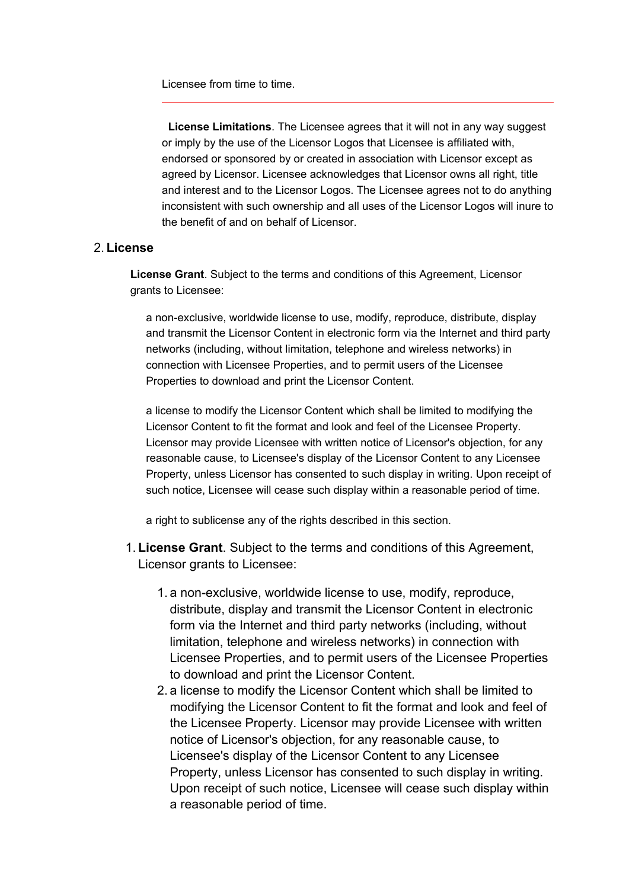Licensee from time to time.

---

**License Limitations**. The Licensee agrees that it will not in any way suggest or imply by the use of the Licensor Logos that Licensee is affiliated with, endorsed or sponsored by or created in association with Licensor except as agreed by Licensor. Licensee acknowledges that Licensor owns all right, title and interest and to the Licensor Logos. The Licensee agrees not to do anything inconsistent with such ownership and all uses of the Licensor Logos will inure to the benefit of and on behalf of Licensor.

2. **License**

**License Grant**. Subject to the terms and conditions of this Agreement, Licensor grants to Licensee:

a non-exclusive, worldwide license to use, modify, reproduce, distribute, display and transmit the Licensor Content in electronic form via the Internet and third party networks (including, without limitation, telephone and wireless networks) in connection with Licensee Properties, and to permit users of the Licensee Properties to download and print the Licensor Content.

a license to modify the Licensor Content which shall be limited to modifying the Licensor Content to fit the format and look and feel of the Licensee Property. Licensor may provide Licensee with written notice of Licensor's objection, for any reasonable cause, to Licensee's display of the Licensor Content to any Licensee Property, unless Licensor has consented to such display in writing. Upon receipt of such notice, Licensee will cease such display within a reasonable period of time.

a right to sublicense any of the rights described in this section.

1. **License Grant**. Subject to the terms and conditions of this Agreement, Licensor grants to Licensee:
   1. a non-exclusive, worldwide license to use, modify, reproduce, distribute, display and transmit the Licensor Content in electronic form via the Internet and third party networks (including, without limitation, telephone and wireless networks) in connection with Licensee Properties, and to permit users of the Licensee Properties to download and print the Licensor Content.
   2. a license to modify the Licensor Content which shall be limited to modifying the Licensor Content to fit the format and look and feel of the Licensee Property. Licensor may provide Licensee with written notice of Licensor's objection, for any reasonable cause, to Licensee's display of the Licensor Content to any Licensee Property, unless Licensor has consented to such display in writing. Upon receipt of such notice, Licensee will cease such display within a reasonable period of time.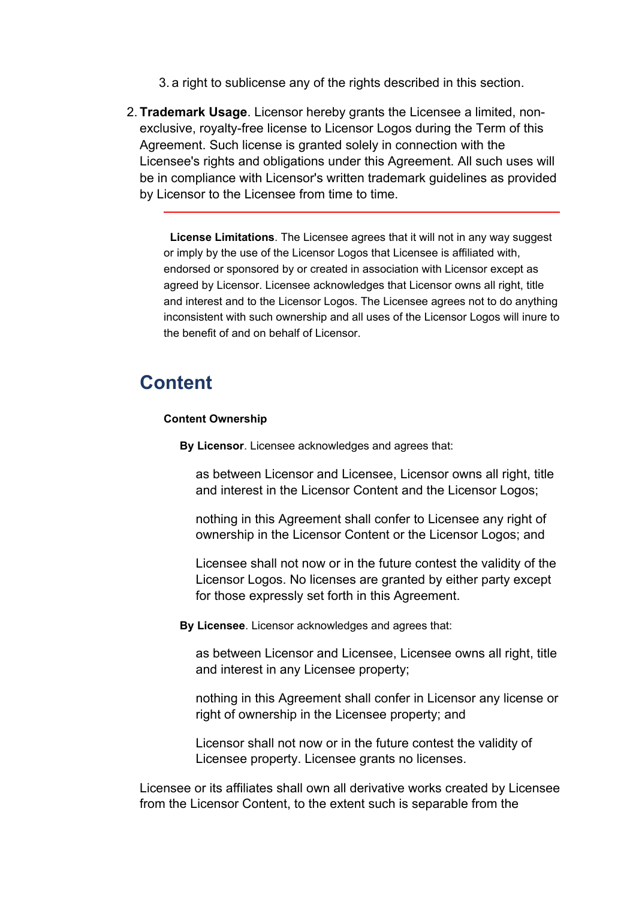3. a right to sublicense any of the rights described in this section.

2. **Trademark Usage**. Licensor hereby grants the Licensee a limited, non-exclusive, royalty-free license to Licensor Logos during the Term of this Agreement. Such license is granted solely in connection with the Licensee's rights and obligations under this Agreement. All such uses will be in compliance with Licensor's written trademark guidelines as provided by Licensor to the Licensee from time to time.

---

**License Limitations**. The Licensee agrees that it will not in any way suggest or imply by the use of the Licensor Logos that Licensee is affiliated with, endorsed or sponsored by or created in association with Licensor except as agreed by Licensor. Licensee acknowledges that Licensor owns all right, title and interest and to the Licensor Logos. The Licensee agrees not to do anything inconsistent with such ownership and all uses of the Licensor Logos will inure to the benefit of and on behalf of Licensor.

## Content

**Content Ownership**

**By Licensor**. Licensee acknowledges and agrees that:

as between Licensor and Licensee, Licensor owns all right, title and interest in the Licensor Content and the Licensor Logos;

nothing in this Agreement shall confer to Licensee any right of ownership in the Licensor Content or the Licensor Logos; and

Licensee shall not now or in the future contest the validity of the Licensor Logos. No licenses are granted by either party except for those expressly set forth in this Agreement.

**By Licensee**. Licensor acknowledges and agrees that:

as between Licensor and Licensee, Licensee owns all right, title and interest in any Licensee property;

nothing in this Agreement shall confer in Licensor any license or right of ownership in the Licensee property; and

Licensor shall not now or in the future contest the validity of Licensee property. Licensee grants no licenses.

Licensee or its affiliates shall own all derivative works created by Licensee from the Licensor Content, to the extent such is separable from the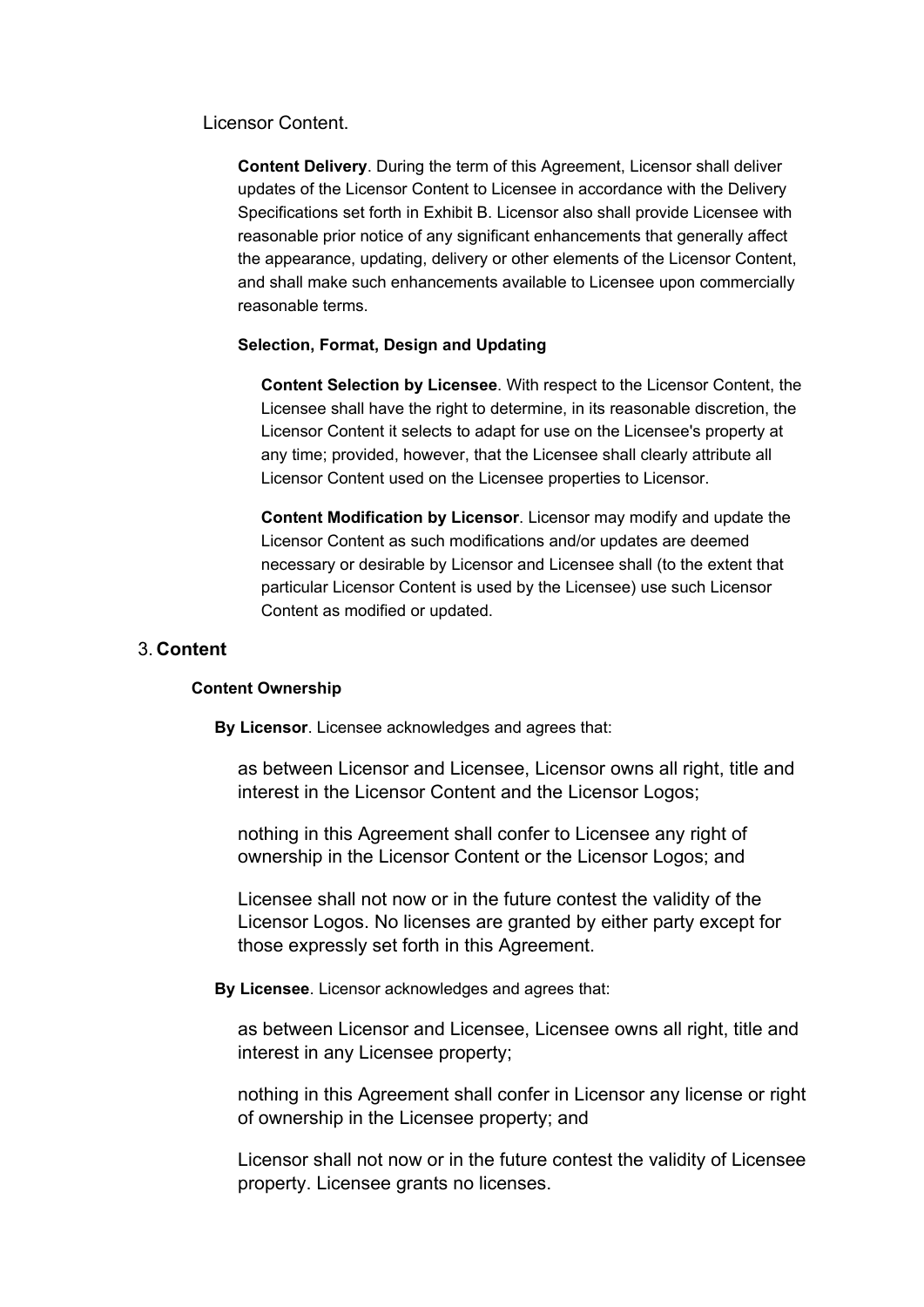Licensor Content.

**Content Delivery**. During the term of this Agreement, Licensor shall deliver updates of the Licensor Content to Licensee in accordance with the Delivery Specifications set forth in Exhibit B. Licensor also shall provide Licensee with reasonable prior notice of any significant enhancements that generally affect the appearance, updating, delivery or other elements of the Licensor Content, and shall make such enhancements available to Licensee upon commercially reasonable terms.

**Selection, Format, Design and Updating**

**Content Selection by Licensee**. With respect to the Licensor Content, the Licensee shall have the right to determine, in its reasonable discretion, the Licensor Content it selects to adapt for use on the Licensee's property at any time; provided, however, that the Licensee shall clearly attribute all Licensor Content used on the Licensee properties to Licensor.

**Content Modification by Licensor**. Licensor may modify and update the Licensor Content as such modifications and/or updates are deemed necessary or desirable by Licensor and Licensee shall (to the extent that particular Licensor Content is used by the Licensee) use such Licensor Content as modified or updated.

## 3. Content

**Content Ownership**

**By Licensor**. Licensee acknowledges and agrees that:

as between Licensor and Licensee, Licensor owns all right, title and interest in the Licensor Content and the Licensor Logos;

nothing in this Agreement shall confer to Licensee any right of ownership in the Licensor Content or the Licensor Logos; and

Licensee shall not now or in the future contest the validity of the Licensor Logos. No licenses are granted by either party except for those expressly set forth in this Agreement.

**By Licensee**. Licensor acknowledges and agrees that:

as between Licensor and Licensee, Licensee owns all right, title and interest in any Licensee property;

nothing in this Agreement shall confer in Licensor any license or right of ownership in the Licensee property; and

Licensor shall not now or in the future contest the validity of Licensee property. Licensee grants no licenses.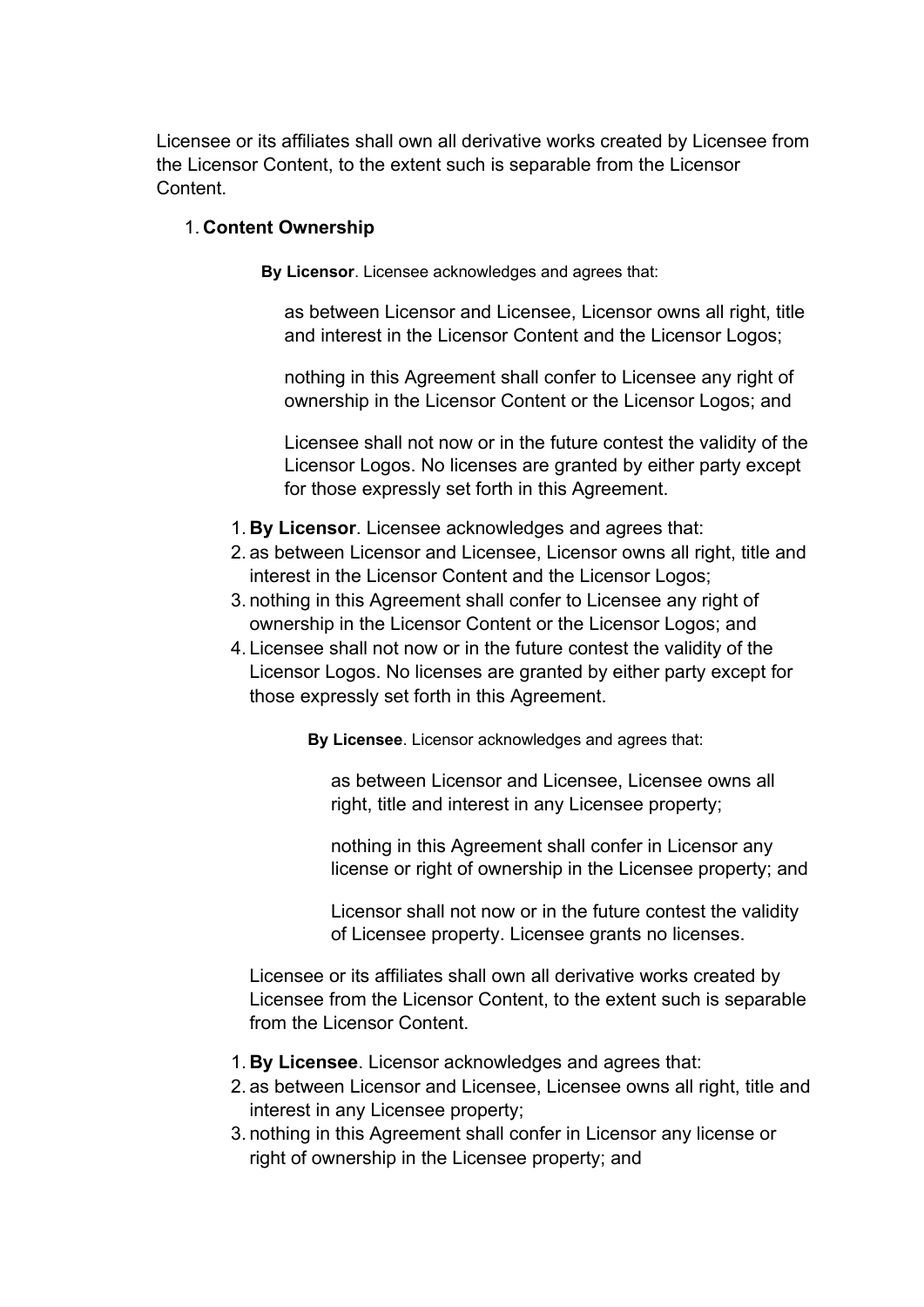Licensee or its affiliates shall own all derivative works created by Licensee from the Licensor Content, to the extent such is separable from the Licensor Content.

1. **Content Ownership**

**By Licensor**. Licensee acknowledges and agrees that:

as between Licensor and Licensee, Licensor owns all right, title and interest in the Licensor Content and the Licensor Logos;

nothing in this Agreement shall confer to Licensee any right of ownership in the Licensor Content or the Licensor Logos; and

Licensee shall not now or in the future contest the validity of the Licensor Logos. No licenses are granted by either party except for those expressly set forth in this Agreement.

1. **By Licensor**. Licensee acknowledges and agrees that:
2. as between Licensor and Licensee, Licensor owns all right, title and interest in the Licensor Content and the Licensor Logos;
3. nothing in this Agreement shall confer to Licensee any right of ownership in the Licensor Content or the Licensor Logos; and
4. Licensee shall not now or in the future contest the validity of the Licensor Logos. No licenses are granted by either party except for those expressly set forth in this Agreement.

**By Licensee**. Licensor acknowledges and agrees that:

as between Licensor and Licensee, Licensee owns all right, title and interest in any Licensee property;

nothing in this Agreement shall confer in Licensor any license or right of ownership in the Licensee property; and

Licensor shall not now or in the future contest the validity of Licensee property. Licensee grants no licenses.

Licensee or its affiliates shall own all derivative works created by Licensee from the Licensor Content, to the extent such is separable from the Licensor Content.

1. **By Licensee**. Licensor acknowledges and agrees that:
2. as between Licensor and Licensee, Licensee owns all right, title and interest in any Licensee property;
3. nothing in this Agreement shall confer in Licensor any license or right of ownership in the Licensee property; and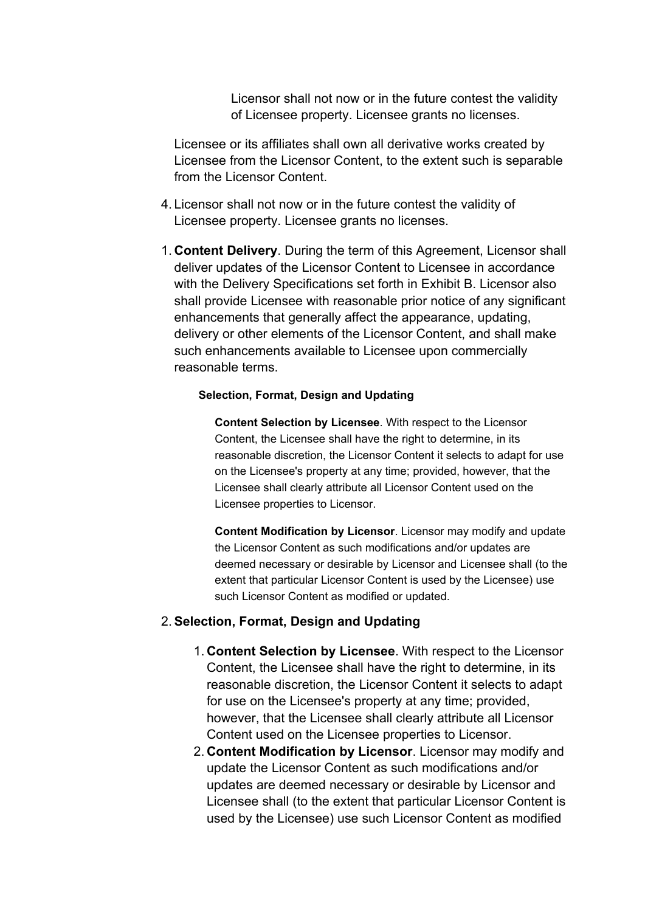Licensor shall not now or in the future contest the validity of Licensee property. Licensee grants no licenses.

Licensee or its affiliates shall own all derivative works created by Licensee from the Licensor Content, to the extent such is separable from the Licensor Content.

4. Licensor shall not now or in the future contest the validity of Licensee property. Licensee grants no licenses.

1. **Content Delivery**. During the term of this Agreement, Licensor shall deliver updates of the Licensor Content to Licensee in accordance with the Delivery Specifications set forth in Exhibit B. Licensor also shall provide Licensee with reasonable prior notice of any significant enhancements that generally affect the appearance, updating, delivery or other elements of the Licensor Content, and shall make such enhancements available to Licensee upon commercially reasonable terms.

**Selection, Format, Design and Updating**

**Content Selection by Licensee**. With respect to the Licensor Content, the Licensee shall have the right to determine, in its reasonable discretion, the Licensor Content it selects to adapt for use on the Licensee's property at any time; provided, however, that the Licensee shall clearly attribute all Licensor Content used on the Licensee properties to Licensor.

**Content Modification by Licensor**. Licensor may modify and update the Licensor Content as such modifications and/or updates are deemed necessary or desirable by Licensor and Licensee shall (to the extent that particular Licensor Content is used by the Licensee) use such Licensor Content as modified or updated.

2. **Selection, Format, Design and Updating**
    1. **Content Selection by Licensee**. With respect to the Licensor Content, the Licensee shall have the right to determine, in its reasonable discretion, the Licensor Content it selects to adapt for use on the Licensee's property at any time; provided, however, that the Licensee shall clearly attribute all Licensor Content used on the Licensee properties to Licensor.
    2. **Content Modification by Licensor**. Licensor may modify and update the Licensor Content as such modifications and/or updates are deemed necessary or desirable by Licensor and Licensee shall (to the extent that particular Licensor Content is used by the Licensee) use such Licensor Content as modified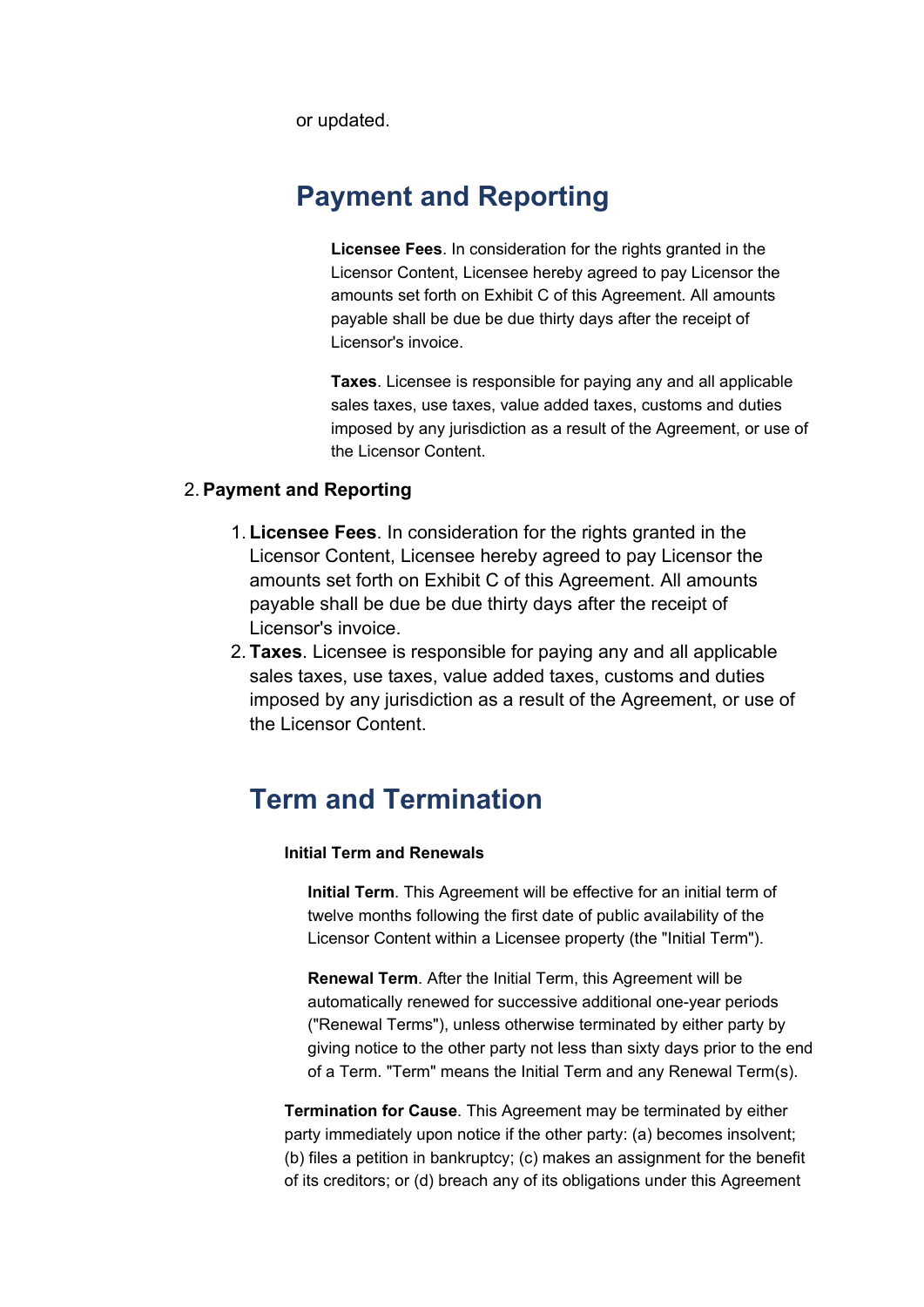or updated.

## Payment and Reporting

**Licensee Fees**. In consideration for the rights granted in the Licensor Content, Licensee hereby agreed to pay Licensor the amounts set forth on Exhibit C of this Agreement. All amounts payable shall be due be due thirty days after the receipt of Licensor's invoice.

**Taxes**. Licensee is responsible for paying any and all applicable sales taxes, use taxes, value added taxes, customs and duties imposed by any jurisdiction as a result of the Agreement, or use of the Licensor Content.

2. **Payment and Reporting**

    1. **Licensee Fees**. In consideration for the rights granted in the Licensor Content, Licensee hereby agreed to pay Licensor the amounts set forth on Exhibit C of this Agreement. All amounts payable shall be due be due thirty days after the receipt of Licensor's invoice.
    2. **Taxes**. Licensee is responsible for paying any and all applicable sales taxes, use taxes, value added taxes, customs and duties imposed by any jurisdiction as a result of the Agreement, or use of the Licensor Content.

## Term and Termination

**Initial Term and Renewals**

**Initial Term**. This Agreement will be effective for an initial term of twelve months following the first date of public availability of the Licensor Content within a Licensee property (the "Initial Term").

**Renewal Term**. After the Initial Term, this Agreement will be automatically renewed for successive additional one-year periods ("Renewal Terms"), unless otherwise terminated by either party by giving notice to the other party not less than sixty days prior to the end of a Term. "Term" means the Initial Term and any Renewal Term(s).

**Termination for Cause**. This Agreement may be terminated by either party immediately upon notice if the other party: (a) becomes insolvent; (b) files a petition in bankruptcy; (c) makes an assignment for the benefit of its creditors; or (d) breach any of its obligations under this Agreement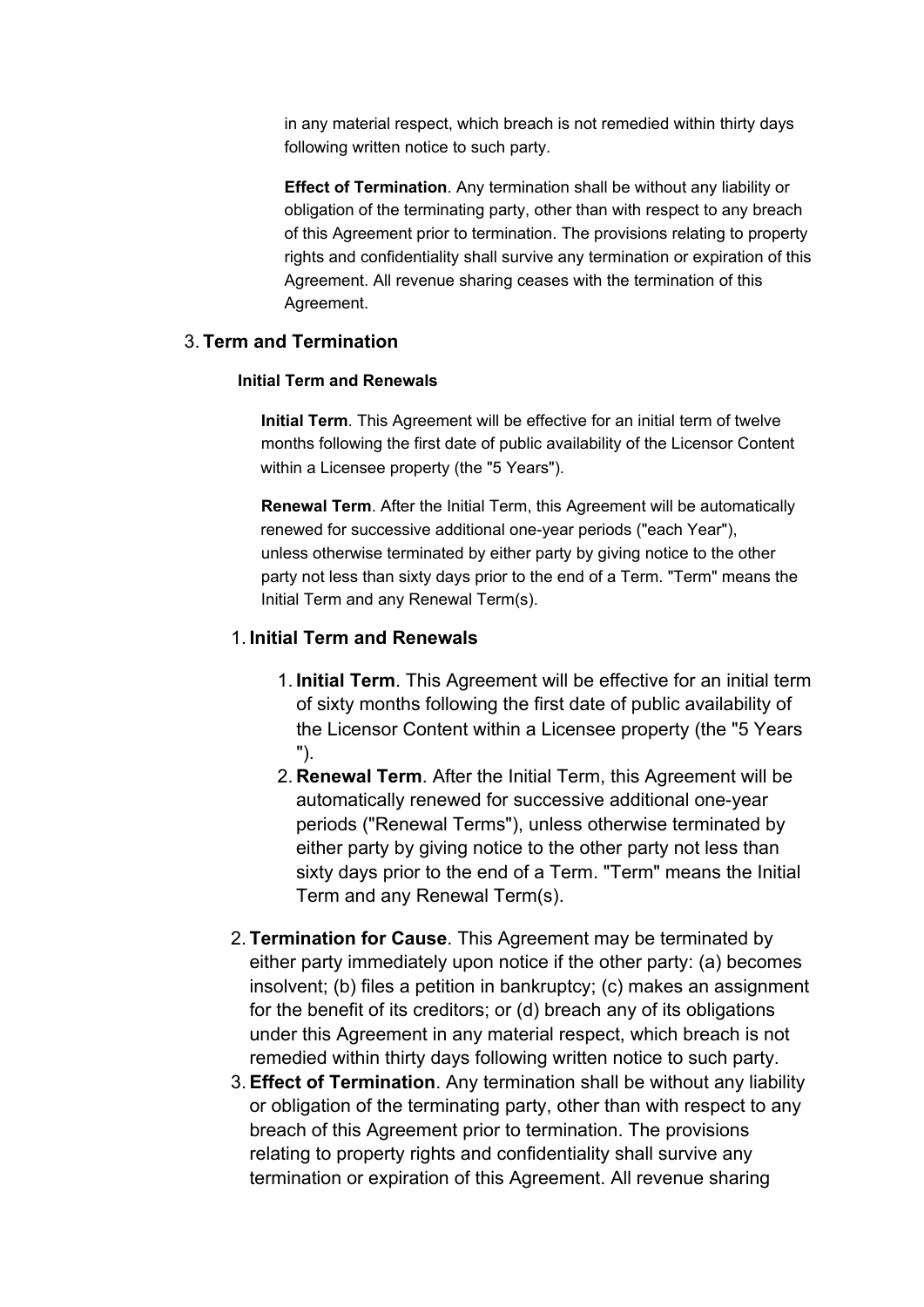in any material respect, which breach is not remedied within thirty days following written notice to such party.

**Effect of Termination**. Any termination shall be without any liability or obligation of the terminating party, other than with respect to any breach of this Agreement prior to termination. The provisions relating to property rights and confidentiality shall survive any termination or expiration of this Agreement. All revenue sharing ceases with the termination of this Agreement.

3. **Term and Termination**

**Initial Term and Renewals**

**Initial Term**. This Agreement will be effective for an initial term of twelve months following the first date of public availability of the Licensor Content within a Licensee property (the "5 Years").

**Renewal Term**. After the Initial Term, this Agreement will be automatically renewed for successive additional one-year periods ("each Year"), unless otherwise terminated by either party by giving notice to the other party not less than sixty days prior to the end of a Term. "Term" means the Initial Term and any Renewal Term(s).

1. **Initial Term and Renewals**
    1. **Initial Term**. This Agreement will be effective for an initial term of sixty months following the first date of public availability of the Licensor Content within a Licensee property (the "5 Years ").
    2. **Renewal Term**. After the Initial Term, this Agreement will be automatically renewed for successive additional one-year periods ("Renewal Terms"), unless otherwise terminated by either party by giving notice to the other party not less than sixty days prior to the end of a Term. "Term" means the Initial Term and any Renewal Term(s).
2. **Termination for Cause**. This Agreement may be terminated by either party immediately upon notice if the other party: (a) becomes insolvent; (b) files a petition in bankruptcy; (c) makes an assignment for the benefit of its creditors; or (d) breach any of its obligations under this Agreement in any material respect, which breach is not remedied within thirty days following written notice to such party.
3. **Effect of Termination**. Any termination shall be without any liability or obligation of the terminating party, other than with respect to any breach of this Agreement prior to termination. The provisions relating to property rights and confidentiality shall survive any termination or expiration of this Agreement. All revenue sharing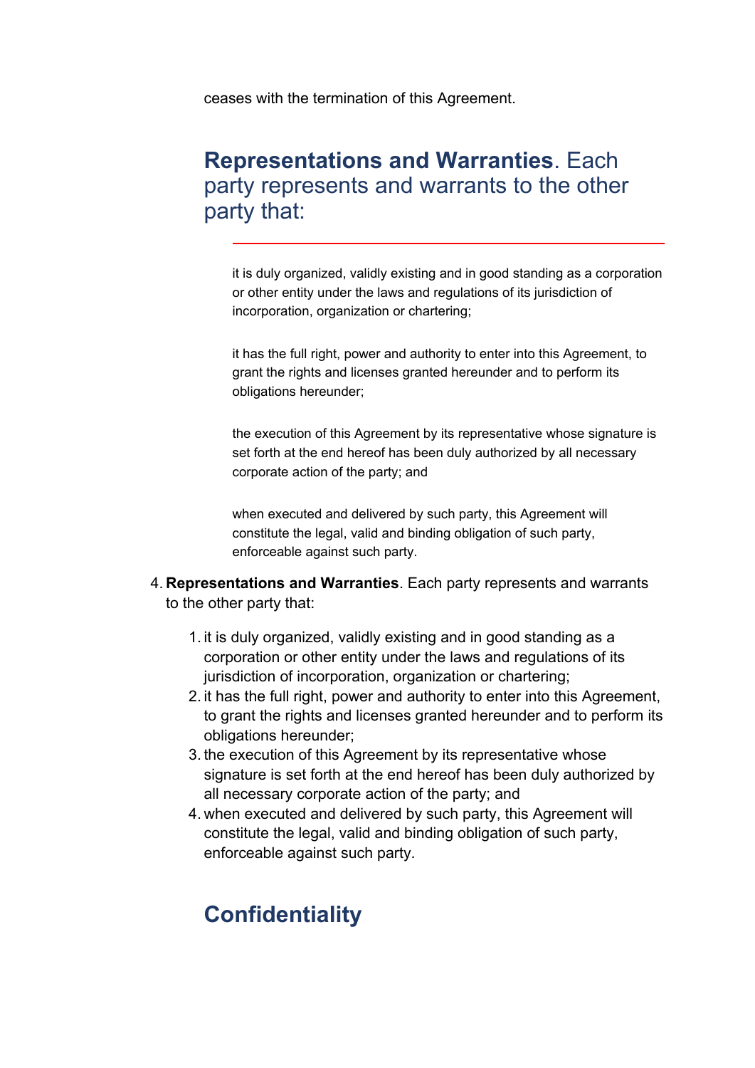ceases with the termination of this Agreement.

## **Representations and Warranties**. Each party represents and warrants to the other party that:

---

it is duly organized, validly existing and in good standing as a corporation or other entity under the laws and regulations of its jurisdiction of incorporation, organization or chartering;

it has the full right, power and authority to enter into this Agreement, to grant the rights and licenses granted hereunder and to perform its obligations hereunder;

the execution of this Agreement by its representative whose signature is set forth at the end hereof has been duly authorized by all necessary corporate action of the party; and

when executed and delivered by such party, this Agreement will constitute the legal, valid and binding obligation of such party, enforceable against such party.

4. **Representations and Warranties**. Each party represents and warrants to the other party that:
    1. it is duly organized, validly existing and in good standing as a corporation or other entity under the laws and regulations of its jurisdiction of incorporation, organization or chartering;
    2. it has the full right, power and authority to enter into this Agreement, to grant the rights and licenses granted hereunder and to perform its obligations hereunder;
    3. the execution of this Agreement by its representative whose signature is set forth at the end hereof has been duly authorized by all necessary corporate action of the party; and
    4. when executed and delivered by such party, this Agreement will constitute the legal, valid and binding obligation of such party, enforceable against such party.

## Confidentiality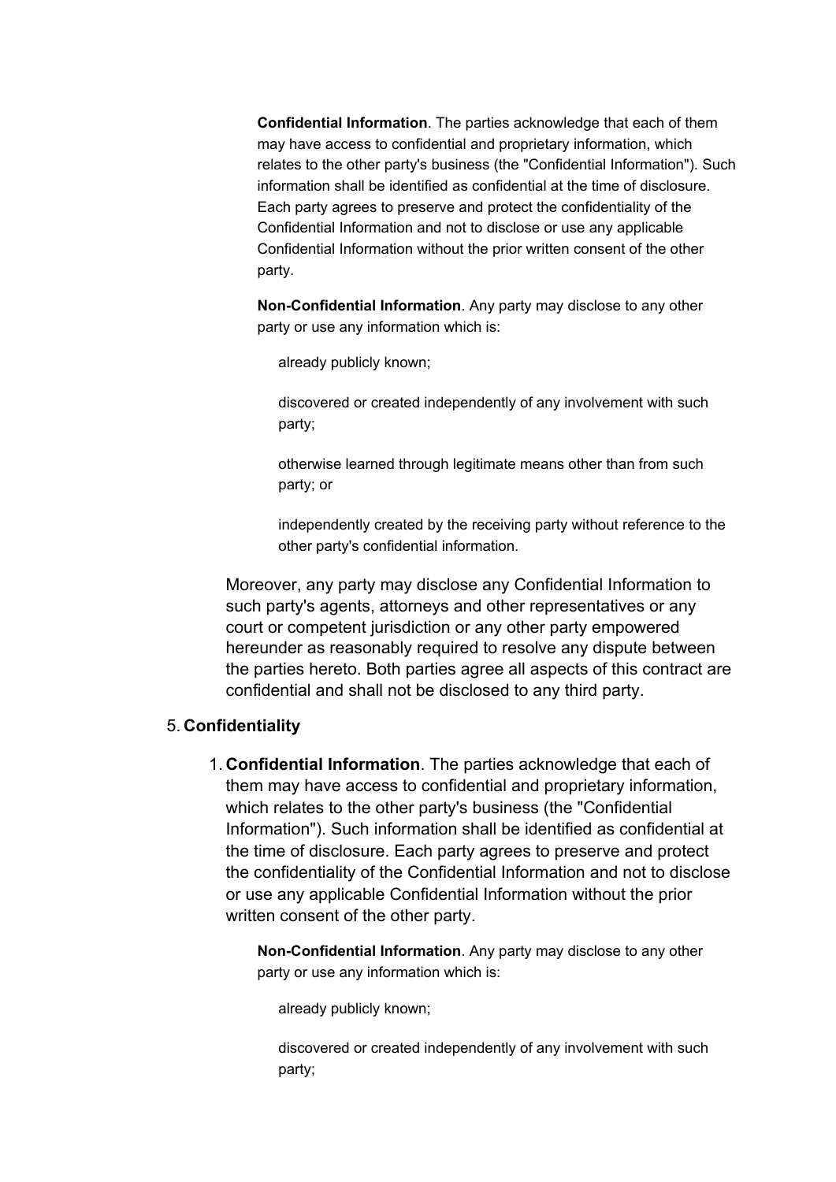**Confidential Information**. The parties acknowledge that each of them may have access to confidential and proprietary information, which relates to the other party's business (the "Confidential Information"). Such information shall be identified as confidential at the time of disclosure. Each party agrees to preserve and protect the confidentiality of the Confidential Information and not to disclose or use any applicable Confidential Information without the prior written consent of the other party.

**Non-Confidential Information**. Any party may disclose to any other party or use any information which is:

already publicly known;

discovered or created independently of any involvement with such party;

otherwise learned through legitimate means other than from such party; or

independently created by the receiving party without reference to the other party's confidential information.

Moreover, any party may disclose any Confidential Information to such party's agents, attorneys and other representatives or any court or competent jurisdiction or any other party empowered hereunder as reasonably required to resolve any dispute between the parties hereto. Both parties agree all aspects of this contract are confidential and shall not be disclosed to any third party.

5. **Confidentiality**

   1. **Confidential Information**. The parties acknowledge that each of them may have access to confidential and proprietary information, which relates to the other party's business (the "Confidential Information"). Such information shall be identified as confidential at the time of disclosure. Each party agrees to preserve and protect the confidentiality of the Confidential Information and not to disclose or use any applicable Confidential Information without the prior written consent of the other party.

**Non-Confidential Information**. Any party may disclose to any other party or use any information which is:

already publicly known;

discovered or created independently of any involvement with such party;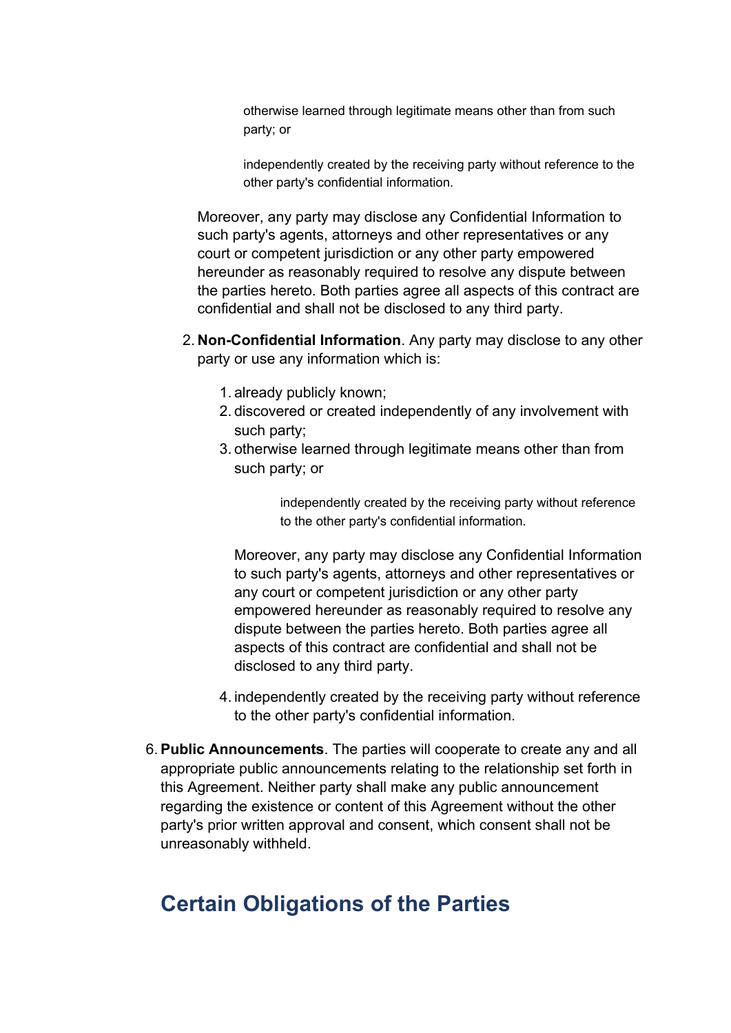otherwise learned through legitimate means other than from such party; or

independently created by the receiving party without reference to the other party's confidential information.

Moreover, any party may disclose any Confidential Information to such party's agents, attorneys and other representatives or any court or competent jurisdiction or any other party empowered hereunder as reasonably required to resolve any dispute between the parties hereto. Both parties agree all aspects of this contract are confidential and shall not be disclosed to any third party.

2. **Non-Confidential Information**. Any party may disclose to any other party or use any information which is:

    1. already publicly known;
    2. discovered or created independently of any involvement with such party;
    3. otherwise learned through legitimate means other than from such party; or

        independently created by the receiving party without reference to the other party's confidential information.

        Moreover, any party may disclose any Confidential Information to such party's agents, attorneys and other representatives or any court or competent jurisdiction or any other party empowered hereunder as reasonably required to resolve any dispute between the parties hereto. Both parties agree all aspects of this contract are confidential and shall not be disclosed to any third party.

    4. independently created by the receiving party without reference to the other party's confidential information.

6. **Public Announcements**. The parties will cooperate to create any and all appropriate public announcements relating to the relationship set forth in this Agreement. Neither party shall make any public announcement regarding the existence or content of this Agreement without the other party's prior written approval and consent, which consent shall not be unreasonably withheld.

## Certain Obligations of the Parties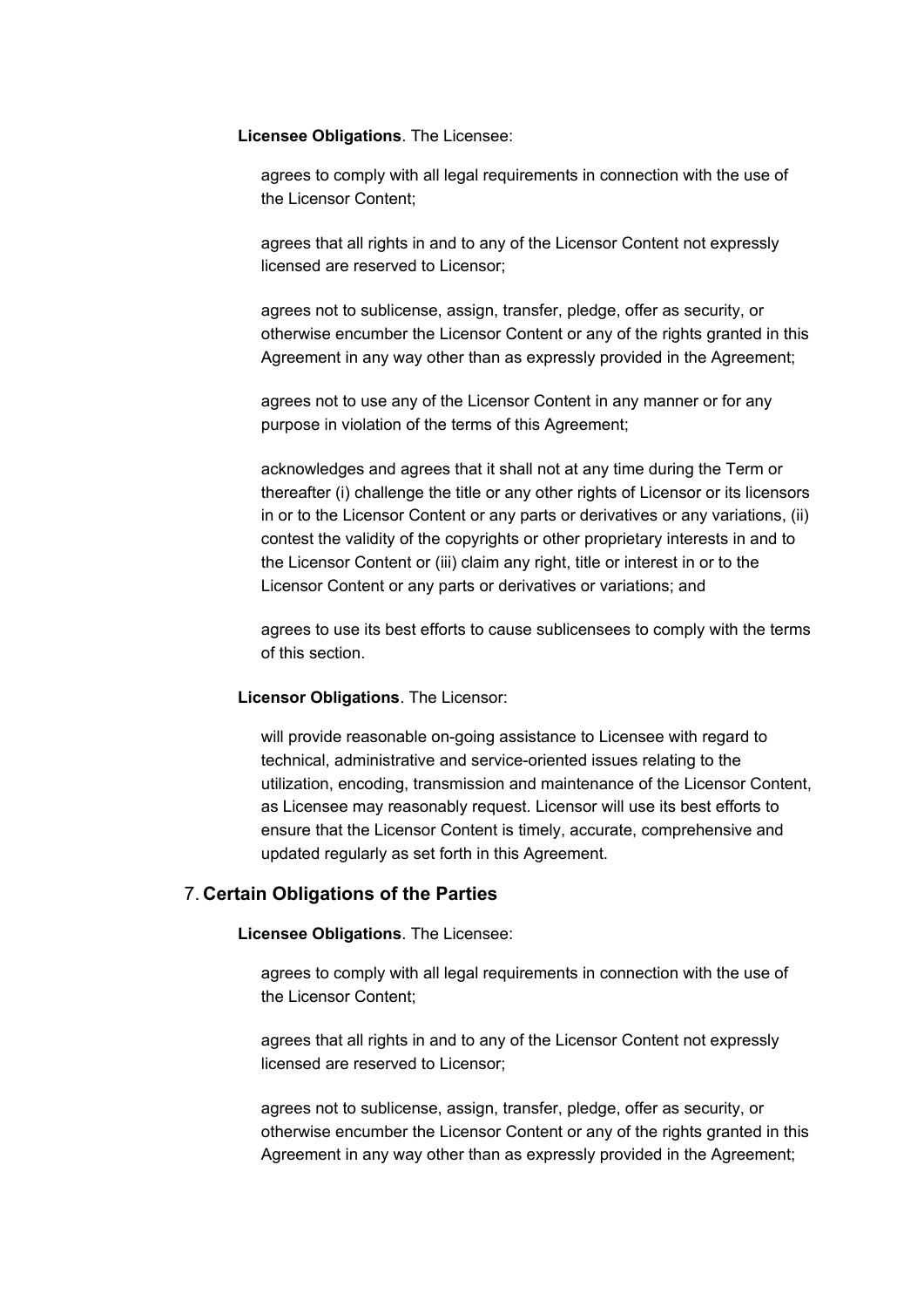**Licensee Obligations**. The Licensee:

agrees to comply with all legal requirements in connection with the use of the Licensor Content;

agrees that all rights in and to any of the Licensor Content not expressly licensed are reserved to Licensor;

agrees not to sublicense, assign, transfer, pledge, offer as security, or otherwise encumber the Licensor Content or any of the rights granted in this Agreement in any way other than as expressly provided in the Agreement;

agrees not to use any of the Licensor Content in any manner or for any purpose in violation of the terms of this Agreement;

acknowledges and agrees that it shall not at any time during the Term or thereafter (i) challenge the title or any other rights of Licensor or its licensors in or to the Licensor Content or any parts or derivatives or any variations, (ii) contest the validity of the copyrights or other proprietary interests in and to the Licensor Content or (iii) claim any right, title or interest in or to the Licensor Content or any parts or derivatives or variations; and

agrees to use its best efforts to cause sublicensees to comply with the terms of this section.

**Licensor Obligations**. The Licensor:

will provide reasonable on-going assistance to Licensee with regard to technical, administrative and service-oriented issues relating to the utilization, encoding, transmission and maintenance of the Licensor Content, as Licensee may reasonably request. Licensor will use its best efforts to ensure that the Licensor Content is timely, accurate, comprehensive and updated regularly as set forth in this Agreement.

## 7. Certain Obligations of the Parties

**Licensee Obligations**. The Licensee:

agrees to comply with all legal requirements in connection with the use of the Licensor Content;

agrees that all rights in and to any of the Licensor Content not expressly licensed are reserved to Licensor;

agrees not to sublicense, assign, transfer, pledge, offer as security, or otherwise encumber the Licensor Content or any of the rights granted in this Agreement in any way other than as expressly provided in the Agreement;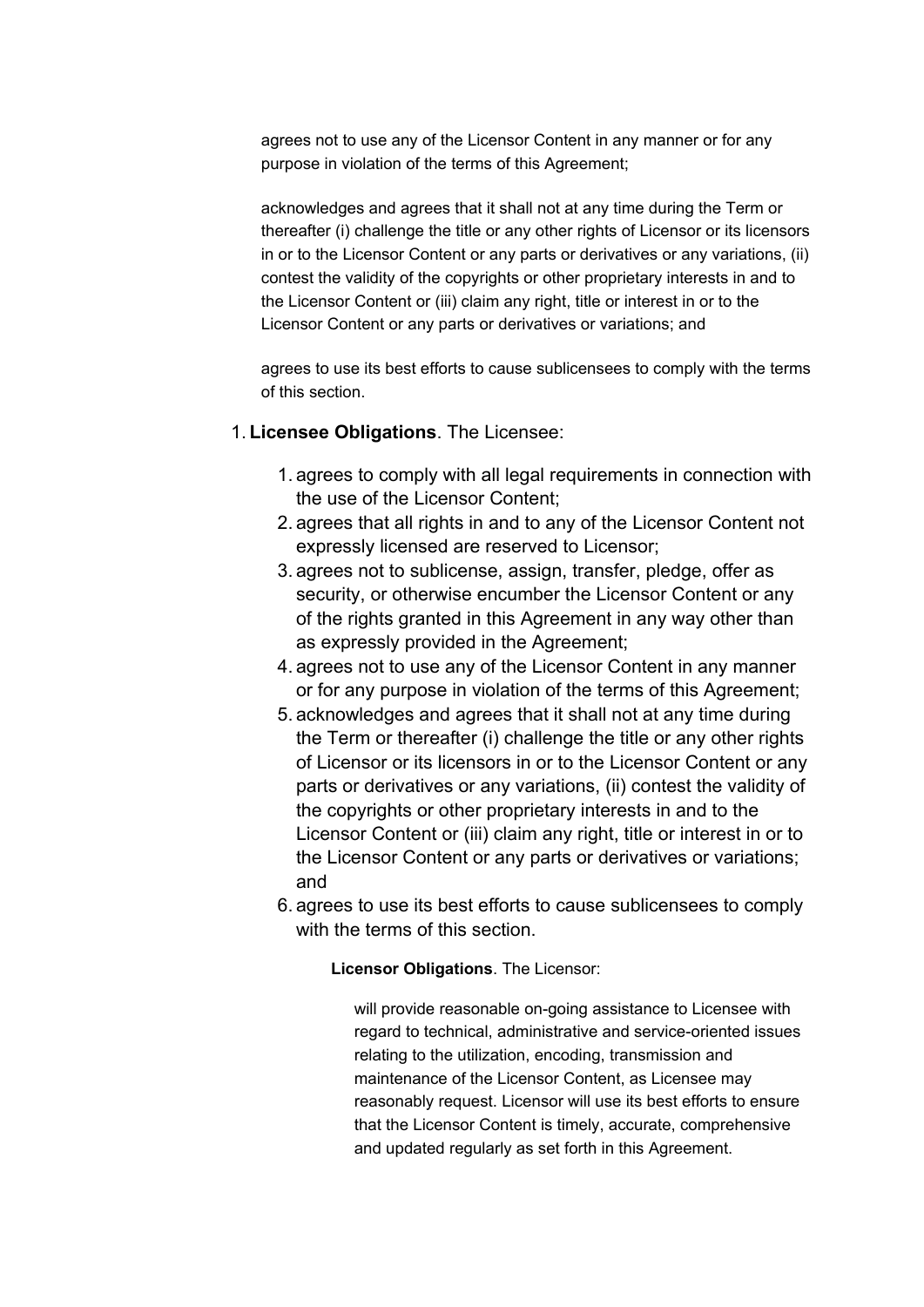agrees not to use any of the Licensor Content in any manner or for any purpose in violation of the terms of this Agreement;

acknowledges and agrees that it shall not at any time during the Term or thereafter (i) challenge the title or any other rights of Licensor or its licensors in or to the Licensor Content or any parts or derivatives or any variations, (ii) contest the validity of the copyrights or other proprietary interests in and to the Licensor Content or (iii) claim any right, title or interest in or to the Licensor Content or any parts or derivatives or variations; and

agrees to use its best efforts to cause sublicensees to comply with the terms of this section.

1. **Licensee Obligations**. The Licensee:
    1. agrees to comply with all legal requirements in connection with the use of the Licensor Content;
    2. agrees that all rights in and to any of the Licensor Content not expressly licensed are reserved to Licensor;
    3. agrees not to sublicense, assign, transfer, pledge, offer as security, or otherwise encumber the Licensor Content or any of the rights granted in this Agreement in any way other than as expressly provided in the Agreement;
    4. agrees not to use any of the Licensor Content in any manner or for any purpose in violation of the terms of this Agreement;
    5. acknowledges and agrees that it shall not at any time during the Term or thereafter (i) challenge the title or any other rights of Licensor or its licensors in or to the Licensor Content or any parts or derivatives or any variations, (ii) contest the validity of the copyrights or other proprietary interests in and to the Licensor Content or (iii) claim any right, title or interest in or to the Licensor Content or any parts or derivatives or variations; and
    6. agrees to use its best efforts to cause sublicensees to comply with the terms of this section.

**Licensor Obligations**. The Licensor:

will provide reasonable on-going assistance to Licensee with regard to technical, administrative and service-oriented issues relating to the utilization, encoding, transmission and maintenance of the Licensor Content, as Licensee may reasonably request. Licensor will use its best efforts to ensure that the Licensor Content is timely, accurate, comprehensive and updated regularly as set forth in this Agreement.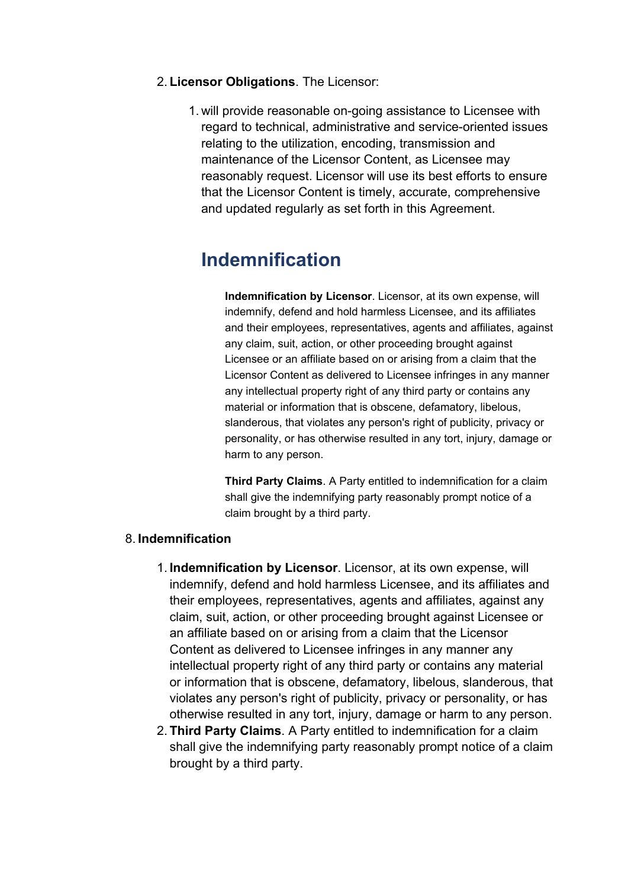2. **Licensor Obligations**. The Licensor:

    1. will provide reasonable on-going assistance to Licensee with regard to technical, administrative and service-oriented issues relating to the utilization, encoding, transmission and maintenance of the Licensor Content, as Licensee may reasonably request. Licensor will use its best efforts to ensure that the Licensor Content is timely, accurate, comprehensive and updated regularly as set forth in this Agreement.

## Indemnification

**Indemnification by Licensor**. Licensor, at its own expense, will indemnify, defend and hold harmless Licensee, and its affiliates and their employees, representatives, agents and affiliates, against any claim, suit, action, or other proceeding brought against Licensee or an affiliate based on or arising from a claim that the Licensor Content as delivered to Licensee infringes in any manner any intellectual property right of any third party or contains any material or information that is obscene, defamatory, libelous, slanderous, that violates any person's right of publicity, privacy or personality, or has otherwise resulted in any tort, injury, damage or harm to any person.

**Third Party Claims**. A Party entitled to indemnification for a claim shall give the indemnifying party reasonably prompt notice of a claim brought by a third party.

8. **Indemnification**

    1. **Indemnification by Licensor**. Licensor, at its own expense, will indemnify, defend and hold harmless Licensee, and its affiliates and their employees, representatives, agents and affiliates, against any claim, suit, action, or other proceeding brought against Licensee or an affiliate based on or arising from a claim that the Licensor Content as delivered to Licensee infringes in any manner any intellectual property right of any third party or contains any material or information that is obscene, defamatory, libelous, slanderous, that violates any person's right of publicity, privacy or personality, or has otherwise resulted in any tort, injury, damage or harm to any person.
    2. **Third Party Claims**. A Party entitled to indemnification for a claim shall give the indemnifying party reasonably prompt notice of a claim brought by a third party.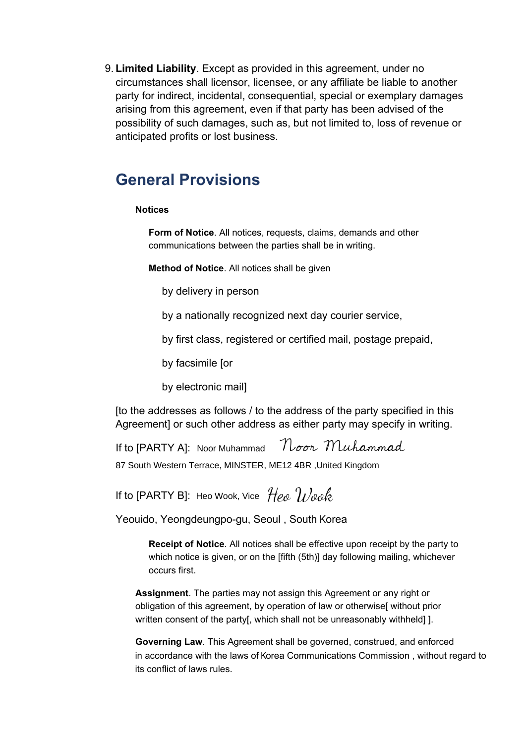9. **Limited Liability**. Except as provided in this agreement, under no circumstances shall licensor, licensee, or any affiliate be liable to another party for indirect, incidental, consequential, special or exemplary damages arising from this agreement, even if that party has been advised of the possibility of such damages, such as, but not limited to, loss of revenue or anticipated profits or lost business.

## General Provisions

**Notices**

**Form of Notice**. All notices, requests, claims, demands and other communications between the parties shall be in writing.

**Method of Notice**. All notices shall be given

by delivery in person

by a nationally recognized next day courier service,

by first class, registered or certified mail, postage prepaid,

by facsimile [or

by electronic mail]

[to the addresses as follows / to the address of the party specified in this Agreement] or such other address as either party may specify in writing.

If to [PARTY A]: Noor Muhammad Noor Muhammad

87 South Western Terrace, MINSTER, ME12 4BR ,United Kingdom

If to [PARTY B]: Heo Wook, Vice Heo Wook

Yeouido, Yeongdeungpo-gu, Seoul , South Korea

**Receipt of Notice**. All notices shall be effective upon receipt by the party to which notice is given, or on the [fifth (5th)] day following mailing, whichever occurs first.

**Assignment**. The parties may not assign this Agreement or any right or obligation of this agreement, by operation of law or otherwise[ without prior written consent of the party[, which shall not be unreasonably withheld] ].

**Governing Law**. This Agreement shall be governed, construed, and enforced in accordance with the laws of Korea Communications Commission , without regard to its conflict of laws rules.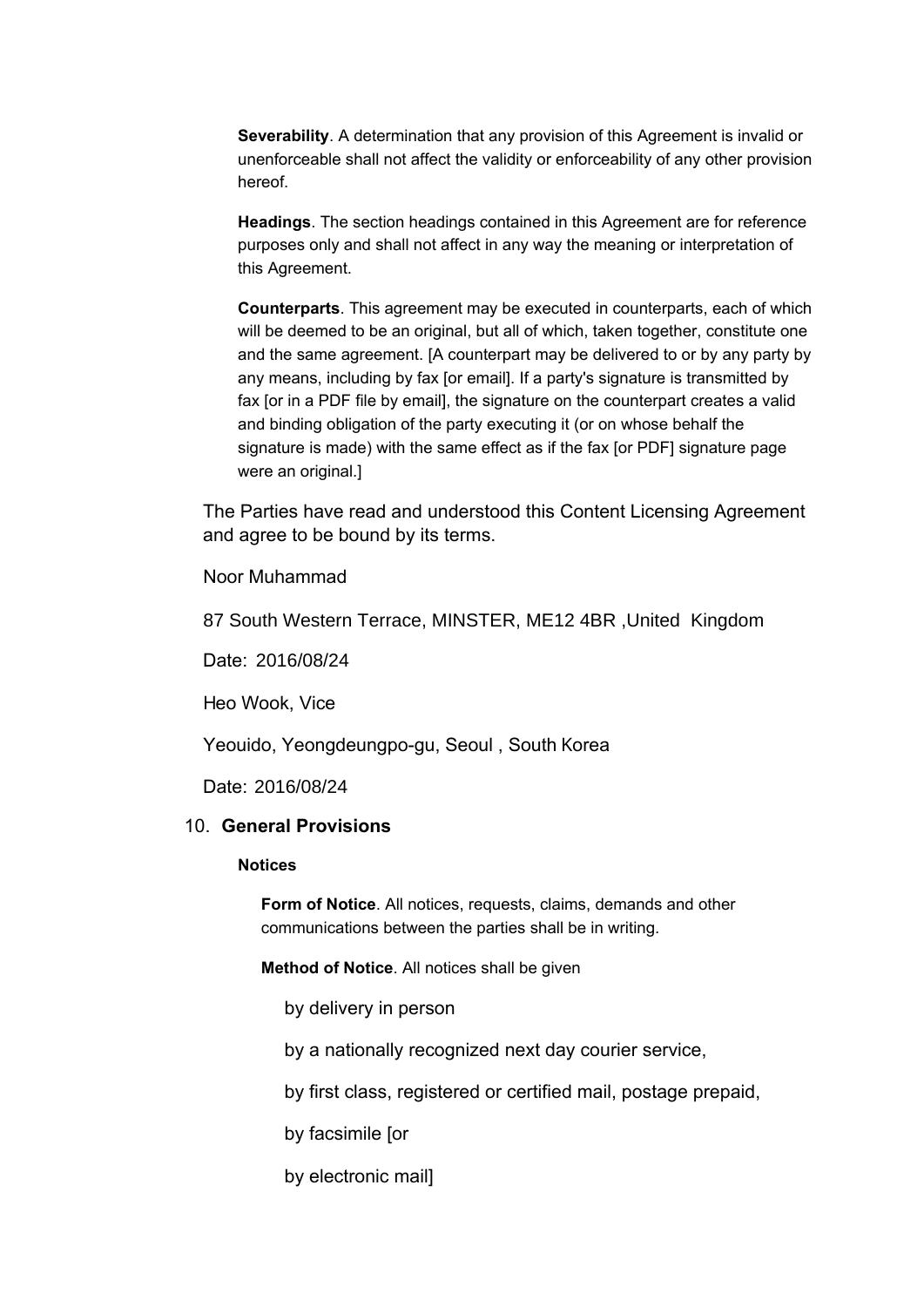**Severability**. A determination that any provision of this Agreement is invalid or unenforceable shall not affect the validity or enforceability of any other provision hereof.

**Headings**. The section headings contained in this Agreement are for reference purposes only and shall not affect in any way the meaning or interpretation of this Agreement.

**Counterparts**. This agreement may be executed in counterparts, each of which will be deemed to be an original, but all of which, taken together, constitute one and the same agreement. [A counterpart may be delivered to or by any party by any means, including by fax [or email]. If a party's signature is transmitted by fax [or in a PDF file by email], the signature on the counterpart creates a valid and binding obligation of the party executing it (or on whose behalf the signature is made) with the same effect as if the fax [or PDF] signature page were an original.]

The Parties have read and understood this Content Licensing Agreement and agree to be bound by its terms.

Noor Muhammad

87 South Western Terrace, MINSTER, ME12 4BR ,United Kingdom

Date: 2016/08/24

Heo Wook, Vice

Yeouido, Yeongdeungpo-gu, Seoul , South Korea

Date: 2016/08/24

## 10. General Provisions

**Notices**

**Form of Notice**. All notices, requests, claims, demands and other communications between the parties shall be in writing.

**Method of Notice**. All notices shall be given

by delivery in person

by a nationally recognized next day courier service,

by first class, registered or certified mail, postage prepaid,

by facsimile [or

by electronic mail]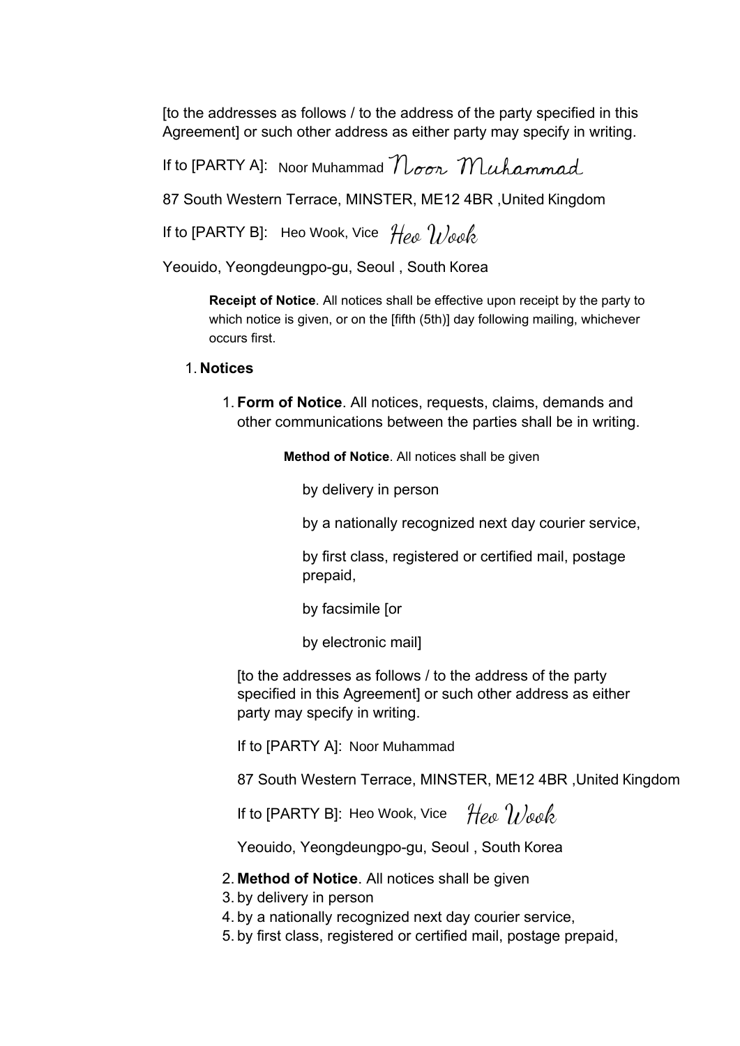[to the addresses as follows / to the address of the party specified in this Agreement] or such other address as either party may specify in writing.

If to [PARTY A]: Noor Muhammad Noor Muhammad

87 South Western Terrace, MINSTER, ME12 4BR ,United Kingdom

If to [PARTY B]: Heo Wook, Vice Heo Wook

Yeouido, Yeongdeungpo-gu, Seoul , South Korea

**Receipt of Notice**. All notices shall be effective upon receipt by the party to which notice is given, or on the [fifth (5th)] day following mailing, whichever occurs first.

1. **Notices**

   1. **Form of Notice**. All notices, requests, claims, demands and other communications between the parties shall be in writing.

      **Method of Notice**. All notices shall be given

      by delivery in person

      by a nationally recognized next day courier service,

      by first class, registered or certified mail, postage prepaid,

      by facsimile [or

      by electronic mail]

      [to the addresses as follows / to the address of the party specified in this Agreement] or such other address as either party may specify in writing.

      If to [PARTY A]: Noor Muhammad

      87 South Western Terrace, MINSTER, ME12 4BR ,United Kingdom

      If to [PARTY B]: Heo Wook, Vice Heo Wook

      Yeouido, Yeongdeungpo-gu, Seoul , South Korea

   2. **Method of Notice**. All notices shall be given
   3. by delivery in person
   4. by a nationally recognized next day courier service,
   5. by first class, registered or certified mail, postage prepaid,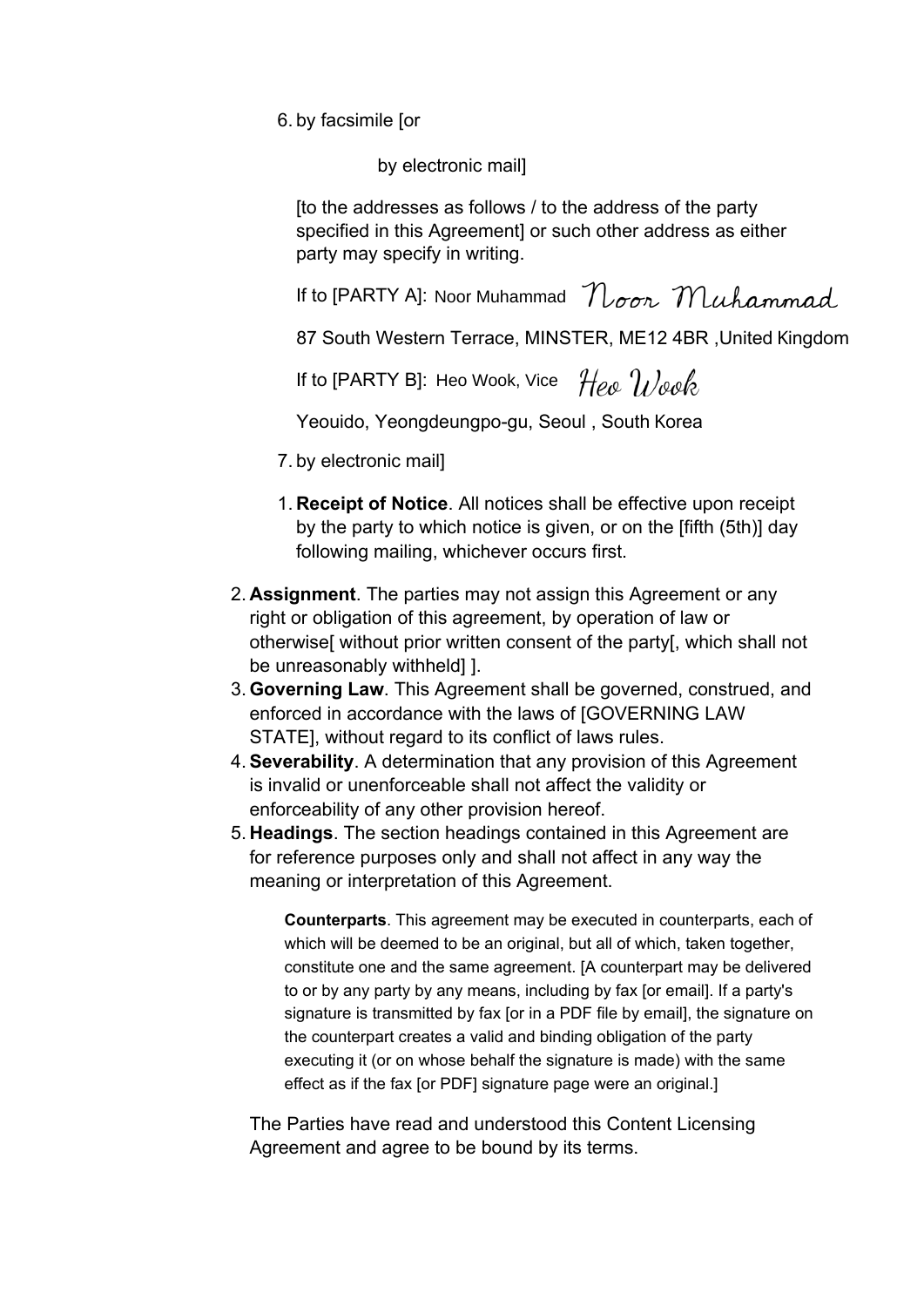6. by facsimile [or

   by electronic mail]

   [to the addresses as follows / to the address of the party specified in this Agreement] or such other address as either party may specify in writing.

   If to [PARTY A]: Noor Muhammad Noor Muhammad

   87 South Western Terrace, MINSTER, ME12 4BR ,United Kingdom

   If to [PARTY B]: Heo Wook, Vice Heo Wook

   Yeouido, Yeongdeungpo-gu, Seoul , South Korea

7. by electronic mail]

1. **Receipt of Notice**. All notices shall be effective upon receipt by the party to which notice is given, or on the [fifth (5th)] day following mailing, whichever occurs first.

2. **Assignment**. The parties may not assign this Agreement or any right or obligation of this agreement, by operation of law or otherwise[ without prior written consent of the party[, which shall not be unreasonably withheld] ].
3. **Governing Law**. This Agreement shall be governed, construed, and enforced in accordance with the laws of [GOVERNING LAW STATE], without regard to its conflict of laws rules.
4. **Severability**. A determination that any provision of this Agreement is invalid or unenforceable shall not affect the validity or enforceability of any other provision hereof.
5. **Headings**. The section headings contained in this Agreement are for reference purposes only and shall not affect in any way the meaning or interpretation of this Agreement.

   **Counterparts**. This agreement may be executed in counterparts, each of which will be deemed to be an original, but all of which, taken together, constitute one and the same agreement. [A counterpart may be delivered to or by any party by any means, including by fax [or email]. If a party's signature is transmitted by fax [or in a PDF file by email], the signature on the counterpart creates a valid and binding obligation of the party executing it (or on whose behalf the signature is made) with the same effect as if the fax [or PDF] signature page were an original.]

The Parties have read and understood this Content Licensing Agreement and agree to be bound by its terms.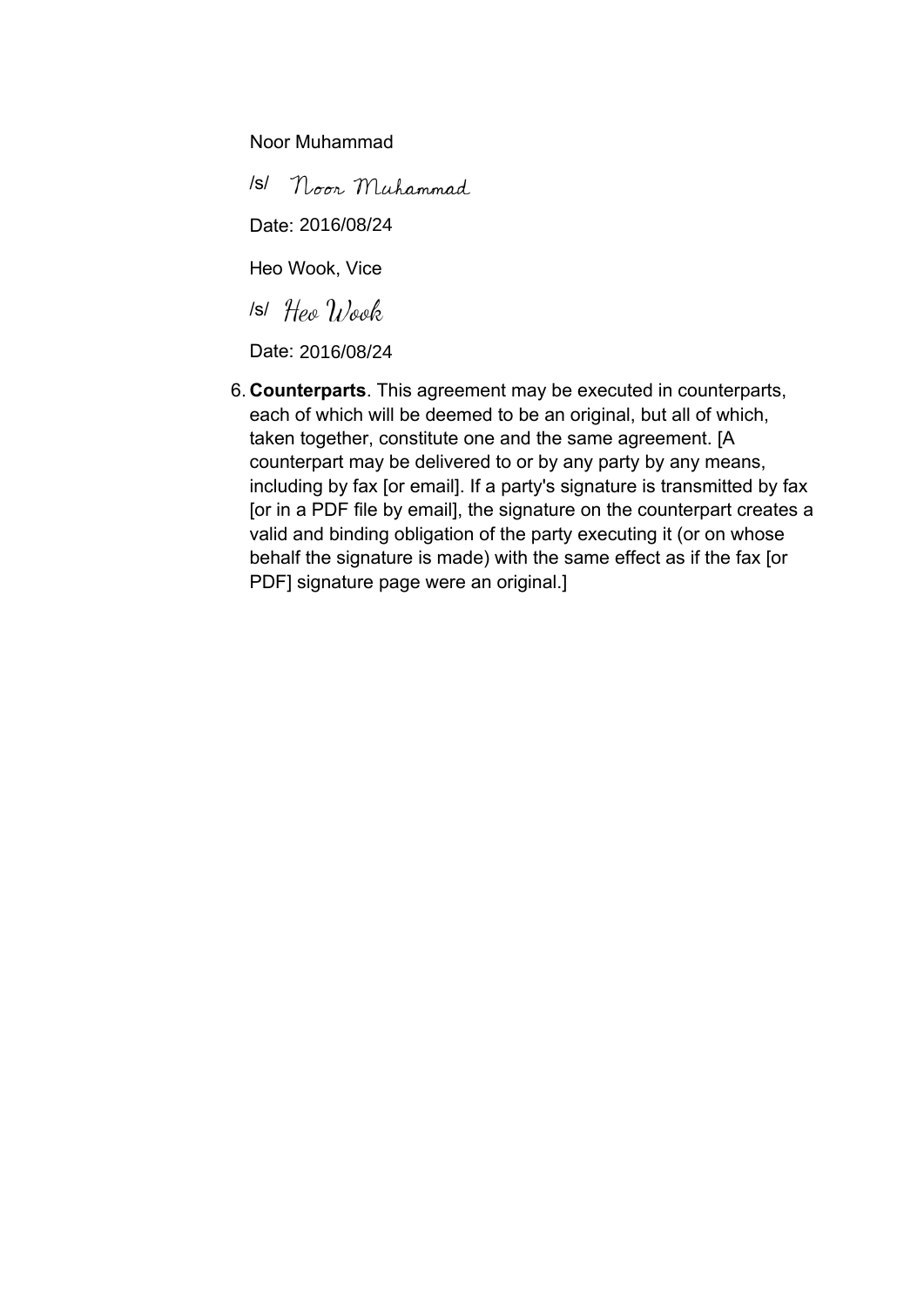Noor Muhammad

/s/ Noor Muhammad

Date: 2016/08/24

Heo Wook, Vice

/s/ Heo Wook

Date: 2016/08/24

6. **Counterparts**. This agreement may be executed in counterparts, each of which will be deemed to be an original, but all of which, taken together, constitute one and the same agreement. [A counterpart may be delivered to or by any party by any means, including by fax [or email]. If a party's signature is transmitted by fax [or in a PDF file by email], the signature on the counterpart creates a valid and binding obligation of the party executing it (or on whose behalf the signature is made) with the same effect as if the fax [or PDF] signature page were an original.]